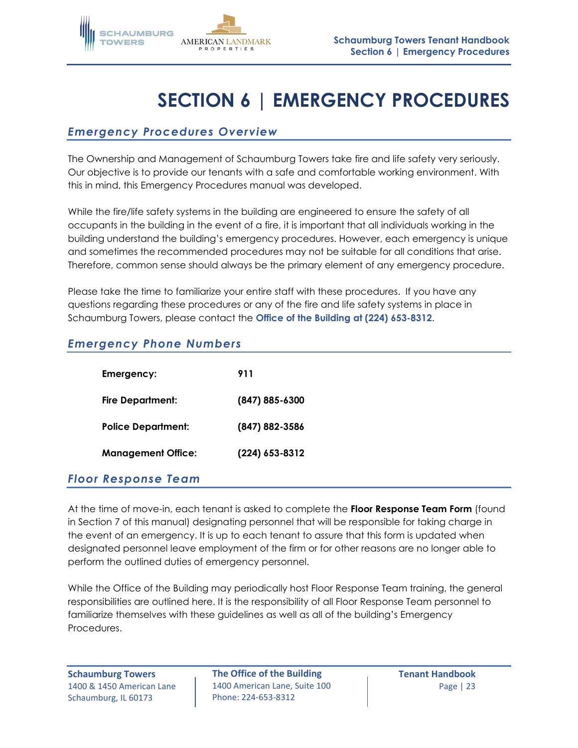# SECTION 6 | EMERGENCY PROCEDURES

## *Emergency Procedures Overview*

The Ownership and Management of Schaumburg Towers take fire and life safety very seriously. Our objective is to provide our tenants with a safe and comfortable working environment. With this in mind, this Emergency Procedures manual was developed.

While the fire/life safety systems in the building are engineered to ensure the safety of all occupants in the building in the event of a fire, it is important that all individuals working in the building understand the building's emergency procedures. However, each emergency is unique and sometimes the recommended procedures may not be suitable for all conditions that arise. Therefore, common sense should always be the primary element of any emergency procedure.

Please take the time to familiarize your entire staff with these procedures. If you have any questions regarding these procedures or any of the fire and life safety systems in place in Schaumburg Towers, please contact the **Office of the Building at (224) 653-8312**.

## *Emergency Phone Numbers*

| | |
|---|---|
| **Emergency:** | **911** |
| **Fire Department:** | **(847) 885-6300** |
| **Police Department:** | **(847) 882-3586** |
| **Management Office:** | **(224) 653-8312** |

## *Floor Response Team*

At the time of move-in, each tenant is asked to complete the **Floor Response Team Form** (found in Section 7 of this manual) designating personnel that will be responsible for taking charge in the event of an emergency. It is up to each tenant to assure that this form is updated when designated personnel leave employment of the firm or for other reasons are no longer able to perform the outlined duties of emergency personnel.

While the Office of the Building may periodically host Floor Response Team training, the general responsibilities are outlined here. It is the responsibility of all Floor Response Team personnel to familiarize themselves with these guidelines as well as all of the building's Emergency Procedures.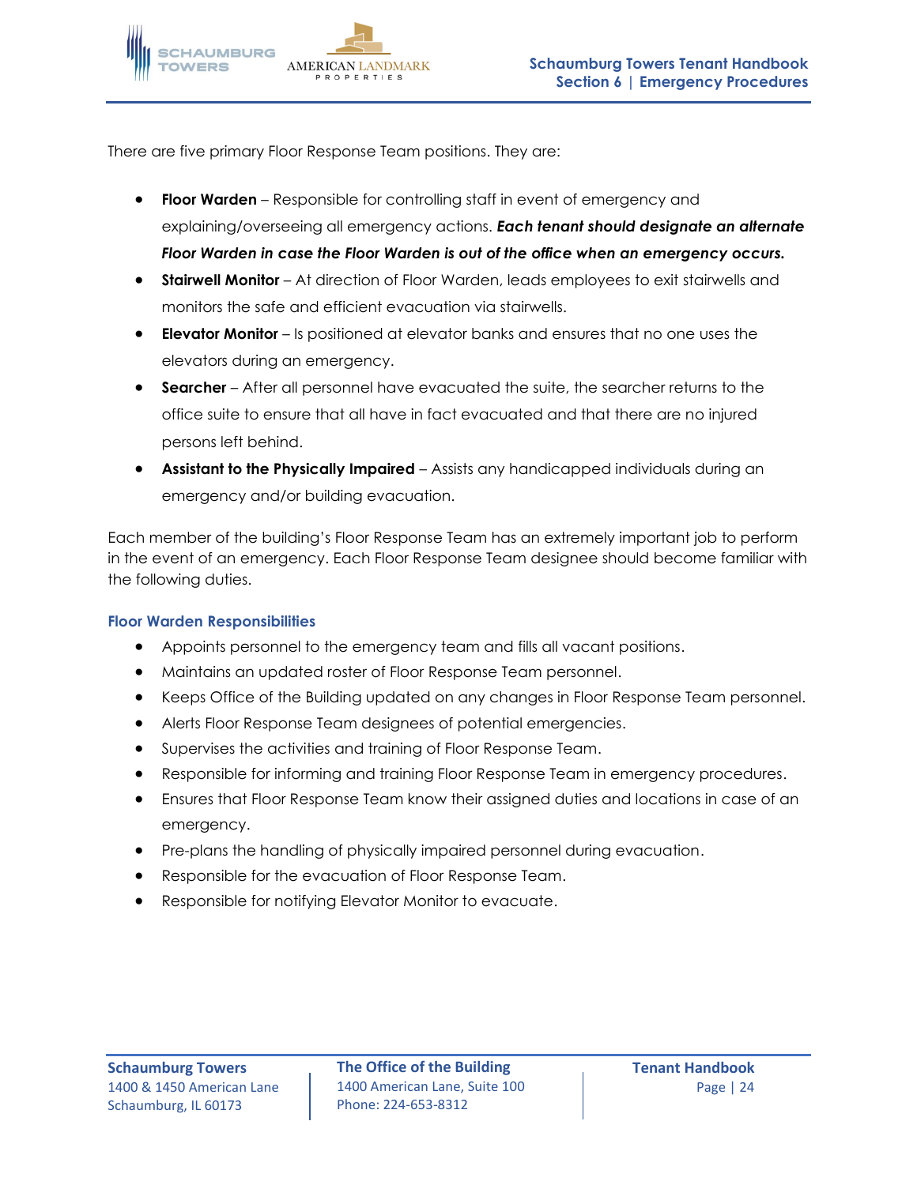There are five primary Floor Response Team positions. They are:

- **Floor Warden** – Responsible for controlling staff in event of emergency and explaining/overseeing all emergency actions. ***Each tenant should designate an alternate Floor Warden in case the Floor Warden is out of the office when an emergency occurs.***
- **Stairwell Monitor** – At direction of Floor Warden, leads employees to exit stairwells and monitors the safe and efficient evacuation via stairwells.
- **Elevator Monitor** – Is positioned at elevator banks and ensures that no one uses the elevators during an emergency.
- **Searcher** – After all personnel have evacuated the suite, the searcher returns to the office suite to ensure that all have in fact evacuated and that there are no injured persons left behind.
- **Assistant to the Physically Impaired** – Assists any handicapped individuals during an emergency and/or building evacuation.

Each member of the building's Floor Response Team has an extremely important job to perform in the event of an emergency. Each Floor Response Team designee should become familiar with the following duties.

### Floor Warden Responsibilities

- Appoints personnel to the emergency team and fills all vacant positions.
- Maintains an updated roster of Floor Response Team personnel.
- Keeps Office of the Building updated on any changes in Floor Response Team personnel.
- Alerts Floor Response Team designees of potential emergencies.
- Supervises the activities and training of Floor Response Team.
- Responsible for informing and training Floor Response Team in emergency procedures.
- Ensures that Floor Response Team know their assigned duties and locations in case of an emergency.
- Pre-plans the handling of physically impaired personnel during evacuation.
- Responsible for the evacuation of Floor Response Team.
- Responsible for notifying Elevator Monitor to evacuate.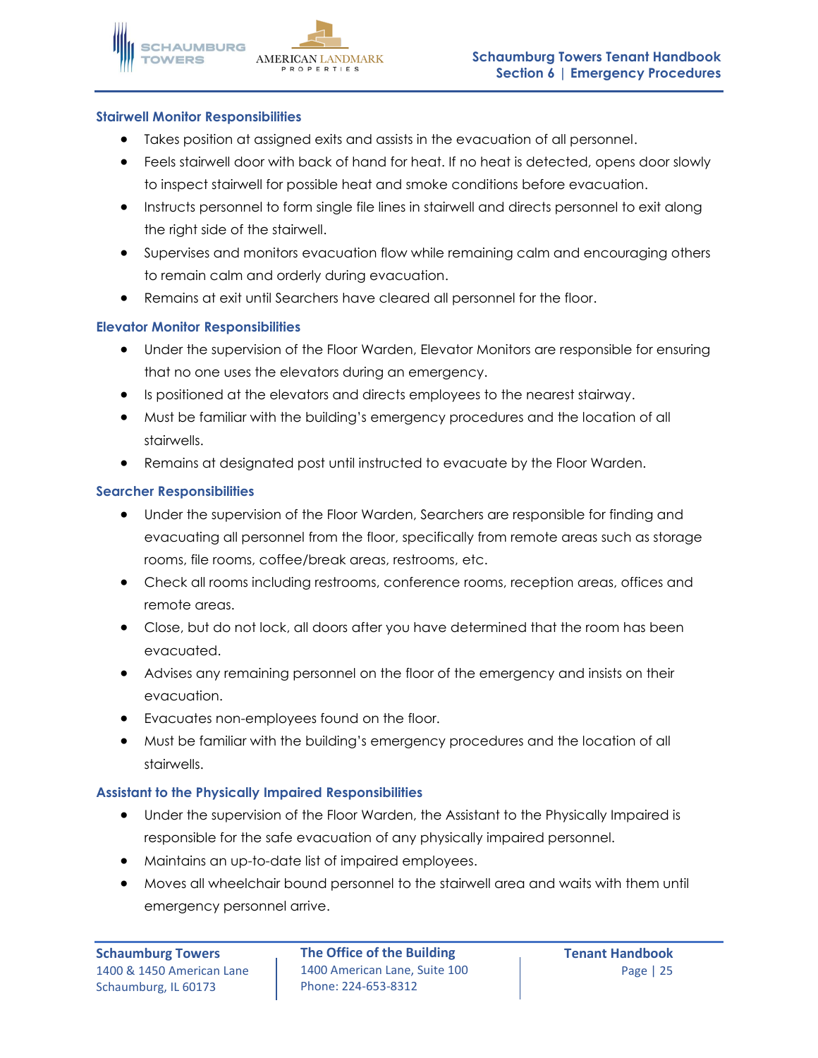### Stairwell Monitor Responsibilities

- Takes position at assigned exits and assists in the evacuation of all personnel.
- Feels stairwell door with back of hand for heat. If no heat is detected, opens door slowly to inspect stairwell for possible heat and smoke conditions before evacuation.
- Instructs personnel to form single file lines in stairwell and directs personnel to exit along the right side of the stairwell.
- Supervises and monitors evacuation flow while remaining calm and encouraging others to remain calm and orderly during evacuation.
- Remains at exit until Searchers have cleared all personnel for the floor.

### Elevator Monitor Responsibilities

- Under the supervision of the Floor Warden, Elevator Monitors are responsible for ensuring that no one uses the elevators during an emergency.
- Is positioned at the elevators and directs employees to the nearest stairway.
- Must be familiar with the building's emergency procedures and the location of all stairwells.
- Remains at designated post until instructed to evacuate by the Floor Warden.

### Searcher Responsibilities

- Under the supervision of the Floor Warden, Searchers are responsible for finding and evacuating all personnel from the floor, specifically from remote areas such as storage rooms, file rooms, coffee/break areas, restrooms, etc.
- Check all rooms including restrooms, conference rooms, reception areas, offices and remote areas.
- Close, but do not lock, all doors after you have determined that the room has been evacuated.
- Advises any remaining personnel on the floor of the emergency and insists on their evacuation.
- Evacuates non-employees found on the floor.
- Must be familiar with the building's emergency procedures and the location of all stairwells.

### Assistant to the Physically Impaired Responsibilities

- Under the supervision of the Floor Warden, the Assistant to the Physically Impaired is responsible for the safe evacuation of any physically impaired personnel.
- Maintains an up-to-date list of impaired employees.
- Moves all wheelchair bound personnel to the stairwell area and waits with them until emergency personnel arrive.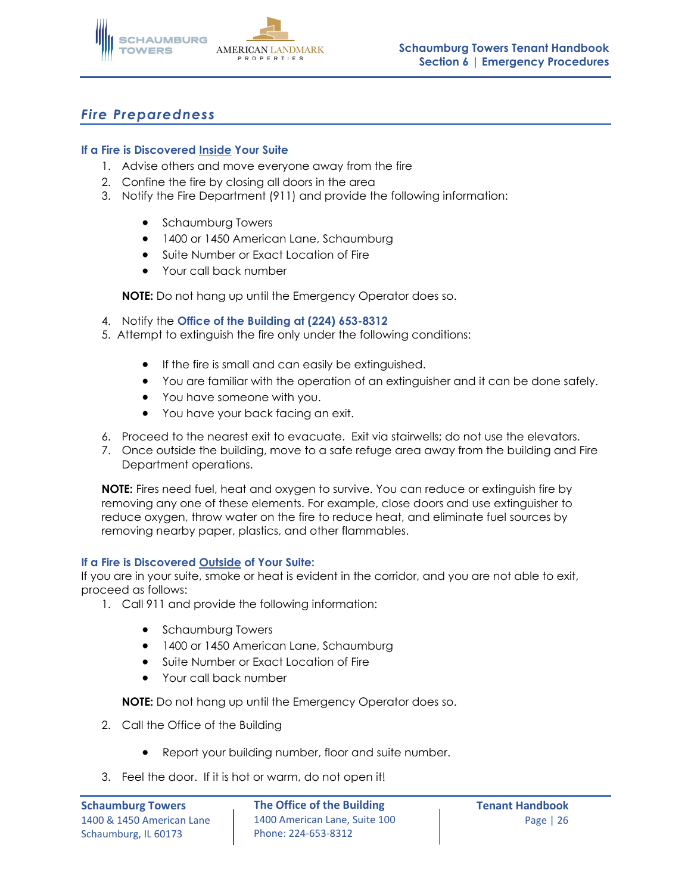## *Fire Preparedness*

### If a Fire is Discovered <u>Inside</u> Your Suite

1. Advise others and move everyone away from the fire
2. Confine the fire by closing all doors in the area
3. Notify the Fire Department (911) and provide the following information:

    - Schaumburg Towers
    - 1400 or 1450 American Lane, Schaumburg
    - Suite Number or Exact Location of Fire
    - Your call back number

    **NOTE:** Do not hang up until the Emergency Operator does so.

4. Notify the **Office of the Building at (224) 653-8312**
5. Attempt to extinguish the fire only under the following conditions:

    - If the fire is small and can easily be extinguished.
    - You are familiar with the operation of an extinguisher and it can be done safely.
    - You have someone with you.
    - You have your back facing an exit.

6. Proceed to the nearest exit to evacuate. Exit via stairwells; do not use the elevators.
7. Once outside the building, move to a safe refuge area away from the building and Fire Department operations.

**NOTE:** Fires need fuel, heat and oxygen to survive. You can reduce or extinguish fire by removing any one of these elements. For example, close doors and use extinguisher to reduce oxygen, throw water on the fire to reduce heat, and eliminate fuel sources by removing nearby paper, plastics, and other flammables.

### If a Fire is Discovered <u>Outside</u> of Your Suite:

If you are in your suite, smoke or heat is evident in the corridor, and you are not able to exit, proceed as follows:

1. Call 911 and provide the following information:

    - Schaumburg Towers
    - 1400 or 1450 American Lane, Schaumburg
    - Suite Number or Exact Location of Fire
    - Your call back number

    **NOTE:** Do not hang up until the Emergency Operator does so.

2. Call the Office of the Building

    - Report your building number, floor and suite number.

3. Feel the door. If it is hot or warm, do not open it!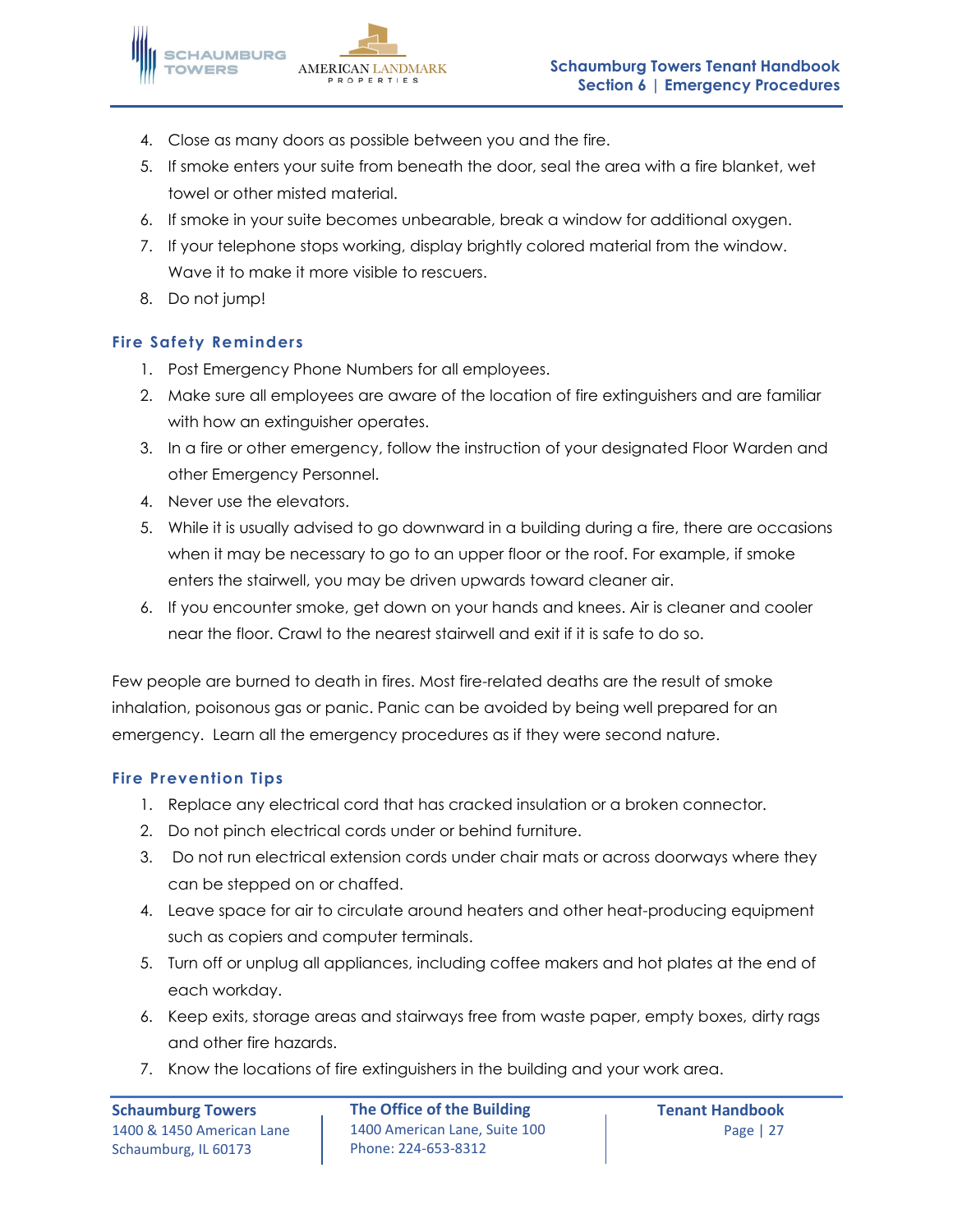4. Close as many doors as possible between you and the fire.
5. If smoke enters your suite from beneath the door, seal the area with a fire blanket, wet towel or other misted material.
6. If smoke in your suite becomes unbearable, break a window for additional oxygen.
7. If your telephone stops working, display brightly colored material from the window. Wave it to make it more visible to rescuers.
8. Do not jump!

### Fire Safety Reminders

1. Post Emergency Phone Numbers for all employees.
2. Make sure all employees are aware of the location of fire extinguishers and are familiar with how an extinguisher operates.
3. In a fire or other emergency, follow the instruction of your designated Floor Warden and other Emergency Personnel.
4. Never use the elevators.
5. While it is usually advised to go downward in a building during a fire, there are occasions when it may be necessary to go to an upper floor or the roof. For example, if smoke enters the stairwell, you may be driven upwards toward cleaner air.
6. If you encounter smoke, get down on your hands and knees. Air is cleaner and cooler near the floor. Crawl to the nearest stairwell and exit if it is safe to do so.

Few people are burned to death in fires. Most fire-related deaths are the result of smoke inhalation, poisonous gas or panic. Panic can be avoided by being well prepared for an emergency. Learn all the emergency procedures as if they were second nature.

### Fire Prevention Tips

1. Replace any electrical cord that has cracked insulation or a broken connector.
2. Do not pinch electrical cords under or behind furniture.
3. Do not run electrical extension cords under chair mats or across doorways where they can be stepped on or chaffed.
4. Leave space for air to circulate around heaters and other heat-producing equipment such as copiers and computer terminals.
5. Turn off or unplug all appliances, including coffee makers and hot plates at the end of each workday.
6. Keep exits, storage areas and stairways free from waste paper, empty boxes, dirty rags and other fire hazards.
7. Know the locations of fire extinguishers in the building and your work area.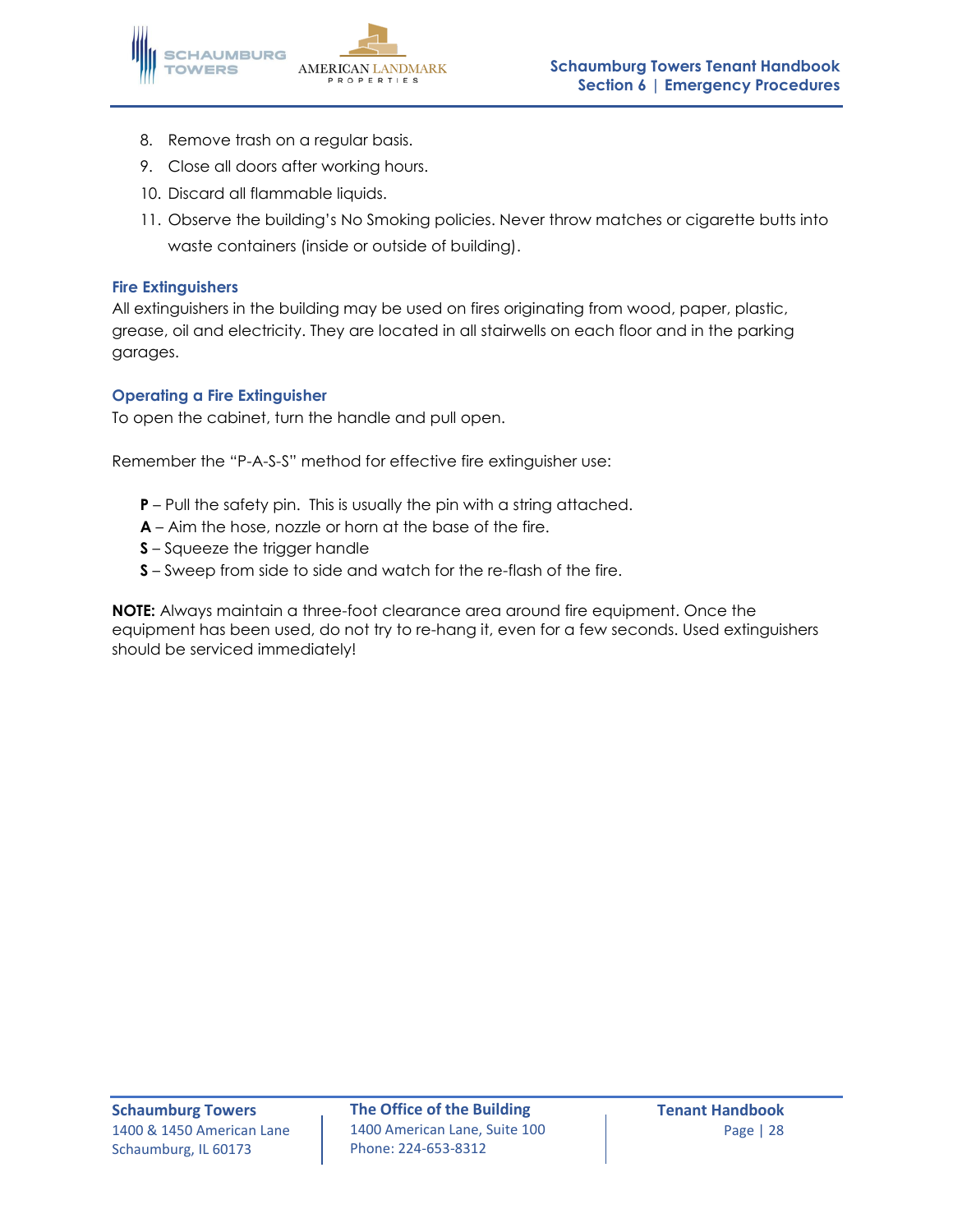8. Remove trash on a regular basis.
9. Close all doors after working hours.
10. Discard all flammable liquids.
11. Observe the building's No Smoking policies. Never throw matches or cigarette butts into waste containers (inside or outside of building).

### Fire Extinguishers

All extinguishers in the building may be used on fires originating from wood, paper, plastic, grease, oil and electricity. They are located in all stairwells on each floor and in the parking garages.

### Operating a Fire Extinguisher

To open the cabinet, turn the handle and pull open.

Remember the "P-A-S-S" method for effective fire extinguisher use:

**P** – Pull the safety pin. This is usually the pin with a string attached.
**A** – Aim the hose, nozzle or horn at the base of the fire.
**S** – Squeeze the trigger handle
**S** – Sweep from side to side and watch for the re-flash of the fire.

**NOTE:** Always maintain a three-foot clearance area around fire equipment. Once the equipment has been used, do not try to re-hang it, even for a few seconds. Used extinguishers should be serviced immediately!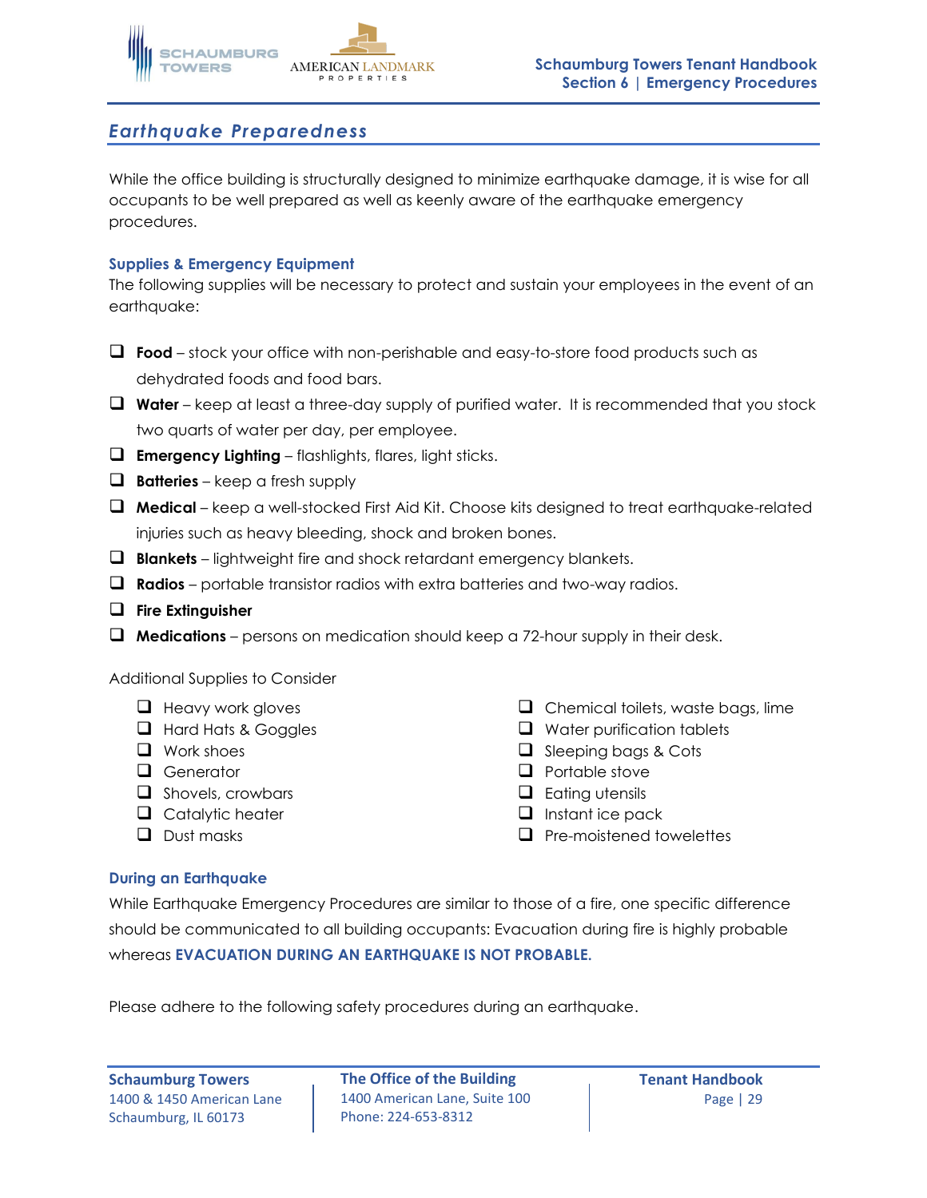## *Earthquake Preparedness*

While the office building is structurally designed to minimize earthquake damage, it is wise for all occupants to be well prepared as well as keenly aware of the earthquake emergency procedures.

### Supplies & Emergency Equipment

The following supplies will be necessary to protect and sustain your employees in the event of an earthquake:

- **Food** – stock your office with non-perishable and easy-to-store food products such as dehydrated foods and food bars.
- **Water** – keep at least a three-day supply of purified water. It is recommended that you stock two quarts of water per day, per employee.
- **Emergency Lighting** – flashlights, flares, light sticks.
- **Batteries** – keep a fresh supply
- **Medical** – keep a well-stocked First Aid Kit. Choose kits designed to treat earthquake-related injuries such as heavy bleeding, shock and broken bones.
- **Blankets** – lightweight fire and shock retardant emergency blankets.
- **Radios** – portable transistor radios with extra batteries and two-way radios.
- **Fire Extinguisher**
- **Medications** – persons on medication should keep a 72-hour supply in their desk.

Additional Supplies to Consider

- Heavy work gloves
- Hard Hats & Goggles
- Work shoes
- Generator
- Shovels, crowbars
- Catalytic heater
- Dust masks
- Chemical toilets, waste bags, lime
- Water purification tablets
- Sleeping bags & Cots
- Portable stove
- Eating utensils
- Instant ice pack
- Pre-moistened towelettes

### During an Earthquake

While Earthquake Emergency Procedures are similar to those of a fire, one specific difference should be communicated to all building occupants: Evacuation during fire is highly probable whereas **EVACUATION DURING AN EARTHQUAKE IS NOT PROBABLE.**

Please adhere to the following safety procedures during an earthquake.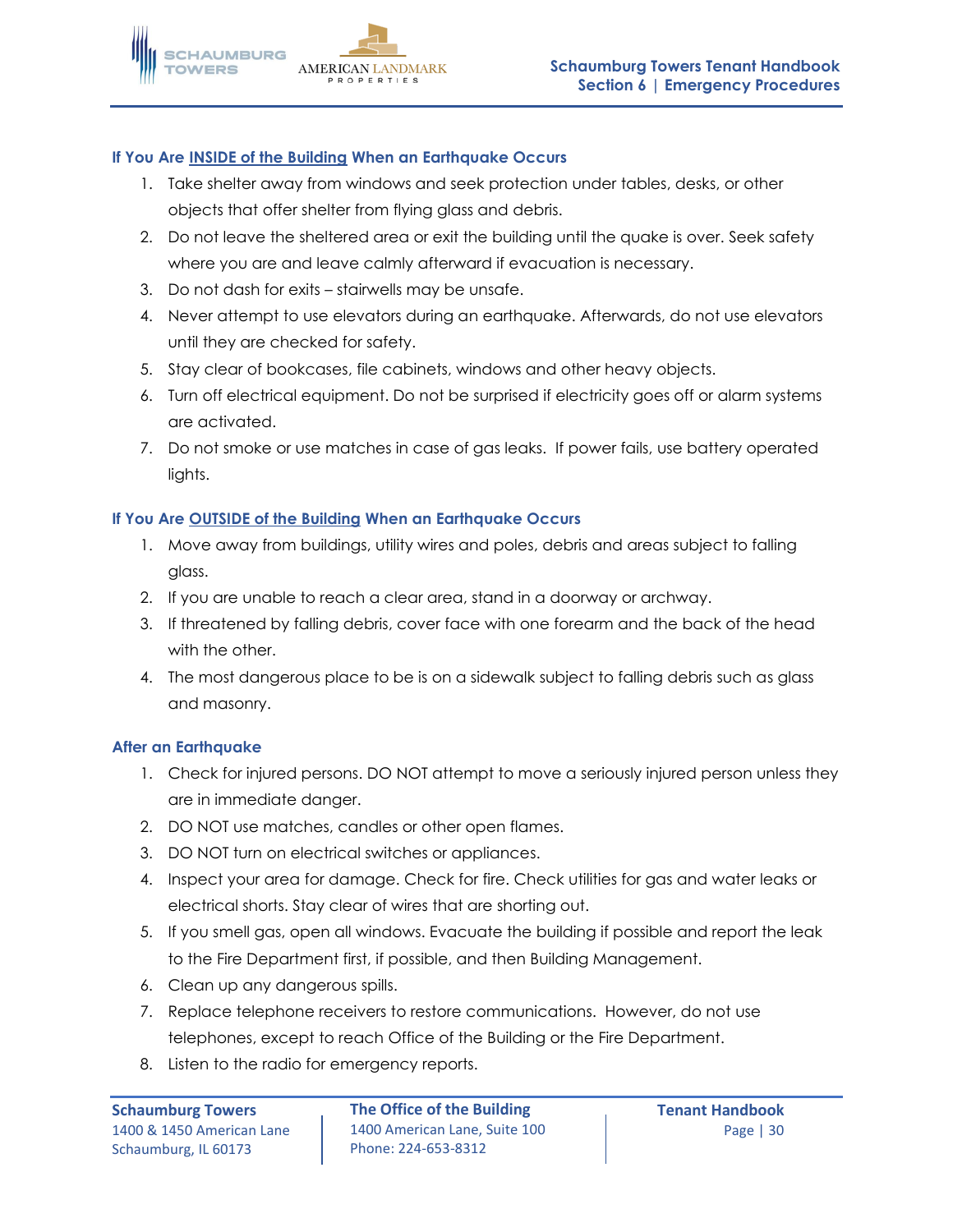### If You Are INSIDE of the Building When an Earthquake Occurs

1. Take shelter away from windows and seek protection under tables, desks, or other objects that offer shelter from flying glass and debris.
2. Do not leave the sheltered area or exit the building until the quake is over. Seek safety where you are and leave calmly afterward if evacuation is necessary.
3. Do not dash for exits – stairwells may be unsafe.
4. Never attempt to use elevators during an earthquake. Afterwards, do not use elevators until they are checked for safety.
5. Stay clear of bookcases, file cabinets, windows and other heavy objects.
6. Turn off electrical equipment. Do not be surprised if electricity goes off or alarm systems are activated.
7. Do not smoke or use matches in case of gas leaks. If power fails, use battery operated lights.

### If You Are OUTSIDE of the Building When an Earthquake Occurs

1. Move away from buildings, utility wires and poles, debris and areas subject to falling glass.
2. If you are unable to reach a clear area, stand in a doorway or archway.
3. If threatened by falling debris, cover face with one forearm and the back of the head with the other.
4. The most dangerous place to be is on a sidewalk subject to falling debris such as glass and masonry.

### After an Earthquake

1. Check for injured persons. DO NOT attempt to move a seriously injured person unless they are in immediate danger.
2. DO NOT use matches, candles or other open flames.
3. DO NOT turn on electrical switches or appliances.
4. Inspect your area for damage. Check for fire. Check utilities for gas and water leaks or electrical shorts. Stay clear of wires that are shorting out.
5. If you smell gas, open all windows. Evacuate the building if possible and report the leak to the Fire Department first, if possible, and then Building Management.
6. Clean up any dangerous spills.
7. Replace telephone receivers to restore communications. However, do not use telephones, except to reach Office of the Building or the Fire Department.
8. Listen to the radio for emergency reports.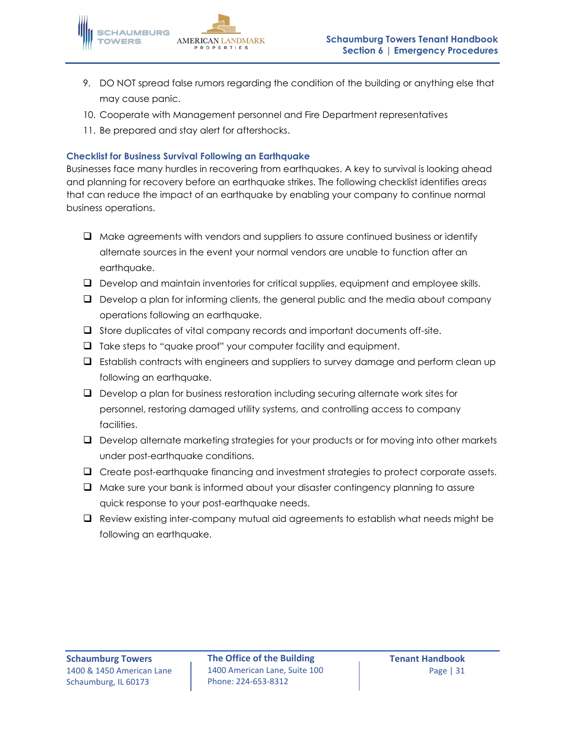9. DO NOT spread false rumors regarding the condition of the building or anything else that may cause panic.
10. Cooperate with Management personnel and Fire Department representatives
11. Be prepared and stay alert for aftershocks.

### Checklist for Business Survival Following an Earthquake

Businesses face many hurdles in recovering from earthquakes. A key to survival is looking ahead and planning for recovery before an earthquake strikes. The following checklist identifies areas that can reduce the impact of an earthquake by enabling your company to continue normal business operations.

- ❑ Make agreements with vendors and suppliers to assure continued business or identify alternate sources in the event your normal vendors are unable to function after an earthquake.
- ❑ Develop and maintain inventories for critical supplies, equipment and employee skills.
- ❑ Develop a plan for informing clients, the general public and the media about company operations following an earthquake.
- ❑ Store duplicates of vital company records and important documents off-site.
- ❑ Take steps to "quake proof" your computer facility and equipment.
- ❑ Establish contracts with engineers and suppliers to survey damage and perform clean up following an earthquake.
- ❑ Develop a plan for business restoration including securing alternate work sites for personnel, restoring damaged utility systems, and controlling access to company facilities.
- ❑ Develop alternate marketing strategies for your products or for moving into other markets under post-earthquake conditions.
- ❑ Create post-earthquake financing and investment strategies to protect corporate assets.
- ❑ Make sure your bank is informed about your disaster contingency planning to assure quick response to your post-earthquake needs.
- ❑ Review existing inter-company mutual aid agreements to establish what needs might be following an earthquake.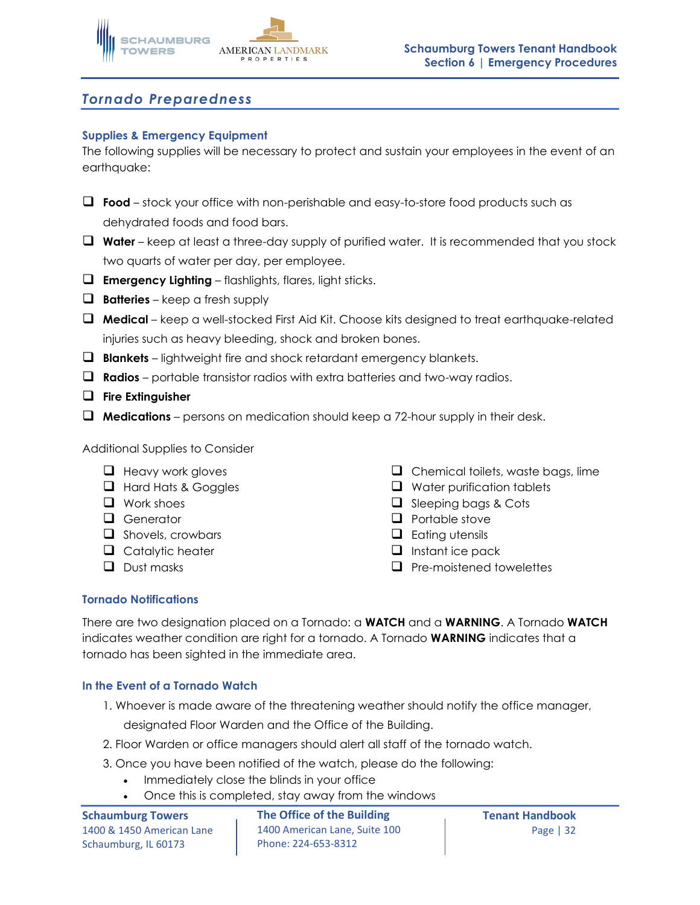## Tornado Preparedness

### Supplies & Emergency Equipment

The following supplies will be necessary to protect and sustain your employees in the event of an earthquake:

- ❑ **Food** – stock your office with non-perishable and easy-to-store food products such as dehydrated foods and food bars.
- ❑ **Water** – keep at least a three-day supply of purified water. It is recommended that you stock two quarts of water per day, per employee.
- ❑ **Emergency Lighting** – flashlights, flares, light sticks.
- ❑ **Batteries** – keep a fresh supply
- ❑ **Medical** – keep a well-stocked First Aid Kit. Choose kits designed to treat earthquake-related injuries such as heavy bleeding, shock and broken bones.
- ❑ **Blankets** – lightweight fire and shock retardant emergency blankets.
- ❑ **Radios** – portable transistor radios with extra batteries and two-way radios.
- ❑ **Fire Extinguisher**
- ❑ **Medications** – persons on medication should keep a 72-hour supply in their desk.

Additional Supplies to Consider

- ❑ Heavy work gloves
- ❑ Hard Hats & Goggles
- ❑ Work shoes
- ❑ Generator
- ❑ Shovels, crowbars
- ❑ Catalytic heater
- ❑ Dust masks
- ❑ Chemical toilets, waste bags, lime
- ❑ Water purification tablets
- ❑ Sleeping bags & Cots
- ❑ Portable stove
- ❑ Eating utensils
- ❑ Instant ice pack
- ❑ Pre-moistened towelettes

### Tornado Notifications

There are two designation placed on a Tornado: a **WATCH** and a **WARNING**. A Tornado **WATCH** indicates weather condition are right for a tornado. A Tornado **WARNING** indicates that a tornado has been sighted in the immediate area.

### In the Event of a Tornado Watch

1. Whoever is made aware of the threatening weather should notify the office manager, designated Floor Warden and the Office of the Building.
2. Floor Warden or office managers should alert all staff of the tornado watch.
3. Once you have been notified of the watch, please do the following:
   - Immediately close the blinds in your office
   - Once this is completed, stay away from the windows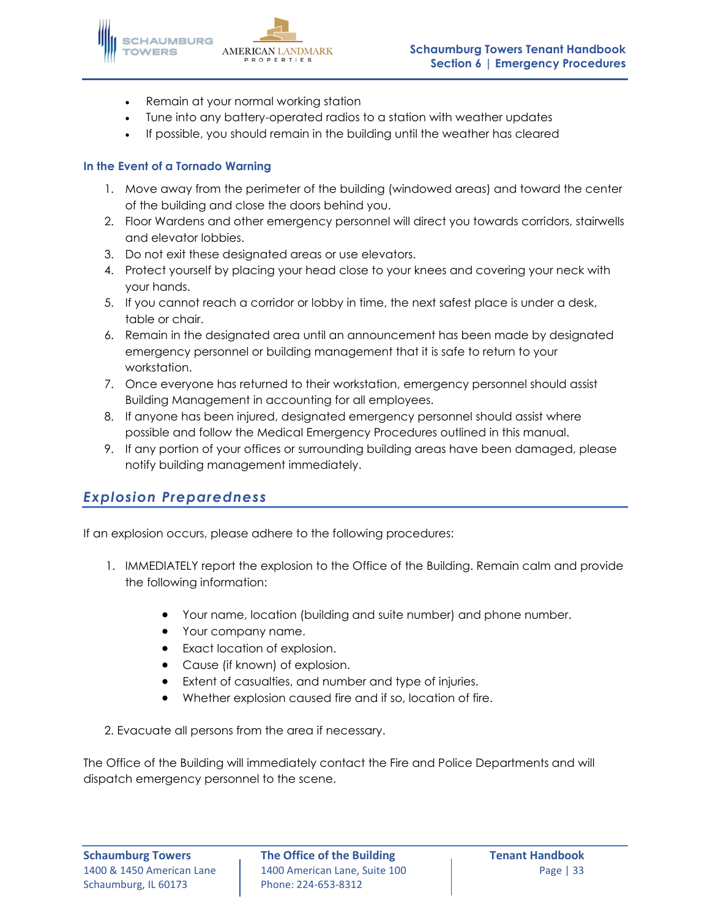- Remain at your normal working station
- Tune into any battery-operated radios to a station with weather updates
- If possible, you should remain in the building until the weather has cleared

### In the Event of a Tornado Warning

1. Move away from the perimeter of the building (windowed areas) and toward the center of the building and close the doors behind you.
2. Floor Wardens and other emergency personnel will direct you towards corridors, stairwells and elevator lobbies.
3. Do not exit these designated areas or use elevators.
4. Protect yourself by placing your head close to your knees and covering your neck with your hands.
5. If you cannot reach a corridor or lobby in time, the next safest place is under a desk, table or chair.
6. Remain in the designated area until an announcement has been made by designated emergency personnel or building management that it is safe to return to your workstation.
7. Once everyone has returned to their workstation, emergency personnel should assist Building Management in accounting for all employees.
8. If anyone has been injured, designated emergency personnel should assist where possible and follow the Medical Emergency Procedures outlined in this manual.
9. If any portion of your offices or surrounding building areas have been damaged, please notify building management immediately.

## *Explosion Preparedness*

If an explosion occurs, please adhere to the following procedures:

1. IMMEDIATELY report the explosion to the Office of the Building. Remain calm and provide the following information:

    - Your name, location (building and suite number) and phone number.
    - Your company name.
    - Exact location of explosion.
    - Cause (if known) of explosion.
    - Extent of casualties, and number and type of injuries.
    - Whether explosion caused fire and if so, location of fire.

2. Evacuate all persons from the area if necessary.

The Office of the Building will immediately contact the Fire and Police Departments and will dispatch emergency personnel to the scene.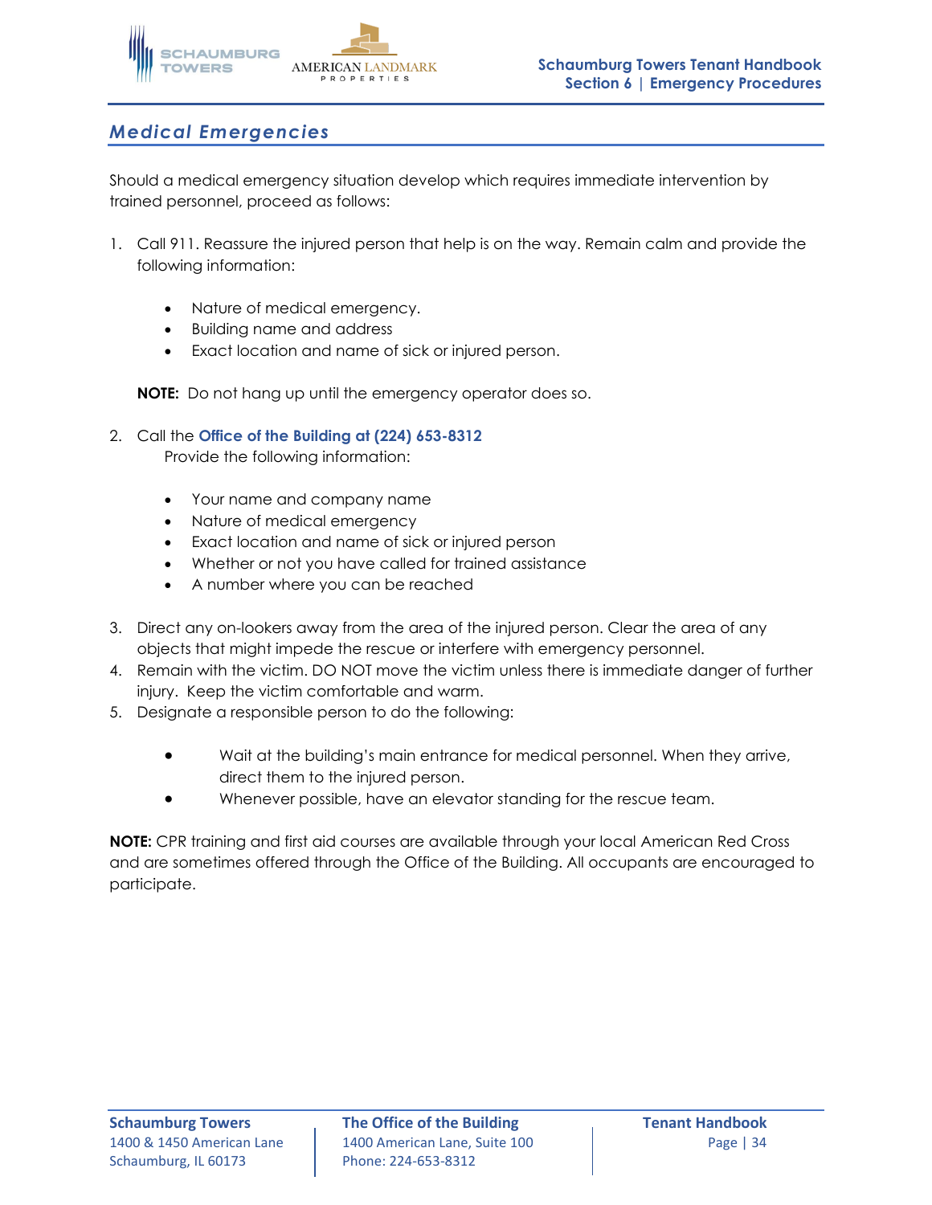## *Medical Emergencies*

Should a medical emergency situation develop which requires immediate intervention by trained personnel, proceed as follows:

1. Call 911. Reassure the injured person that help is on the way. Remain calm and provide the following information:

    - Nature of medical emergency.
    - Building name and address
    - Exact location and name of sick or injured person.

    **NOTE:** Do not hang up until the emergency operator does so.

2. Call the **Office of the Building at (224) 653-8312**
   Provide the following information:

    - Your name and company name
    - Nature of medical emergency
    - Exact location and name of sick or injured person
    - Whether or not you have called for trained assistance
    - A number where you can be reached

3. Direct any on-lookers away from the area of the injured person. Clear the area of any objects that might impede the rescue or interfere with emergency personnel.
4. Remain with the victim. DO NOT move the victim unless there is immediate danger of further injury. Keep the victim comfortable and warm.
5. Designate a responsible person to do the following:

    - Wait at the building's main entrance for medical personnel. When they arrive, direct them to the injured person.
    - Whenever possible, have an elevator standing for the rescue team.

**NOTE:** CPR training and first aid courses are available through your local American Red Cross and are sometimes offered through the Office of the Building. All occupants are encouraged to participate.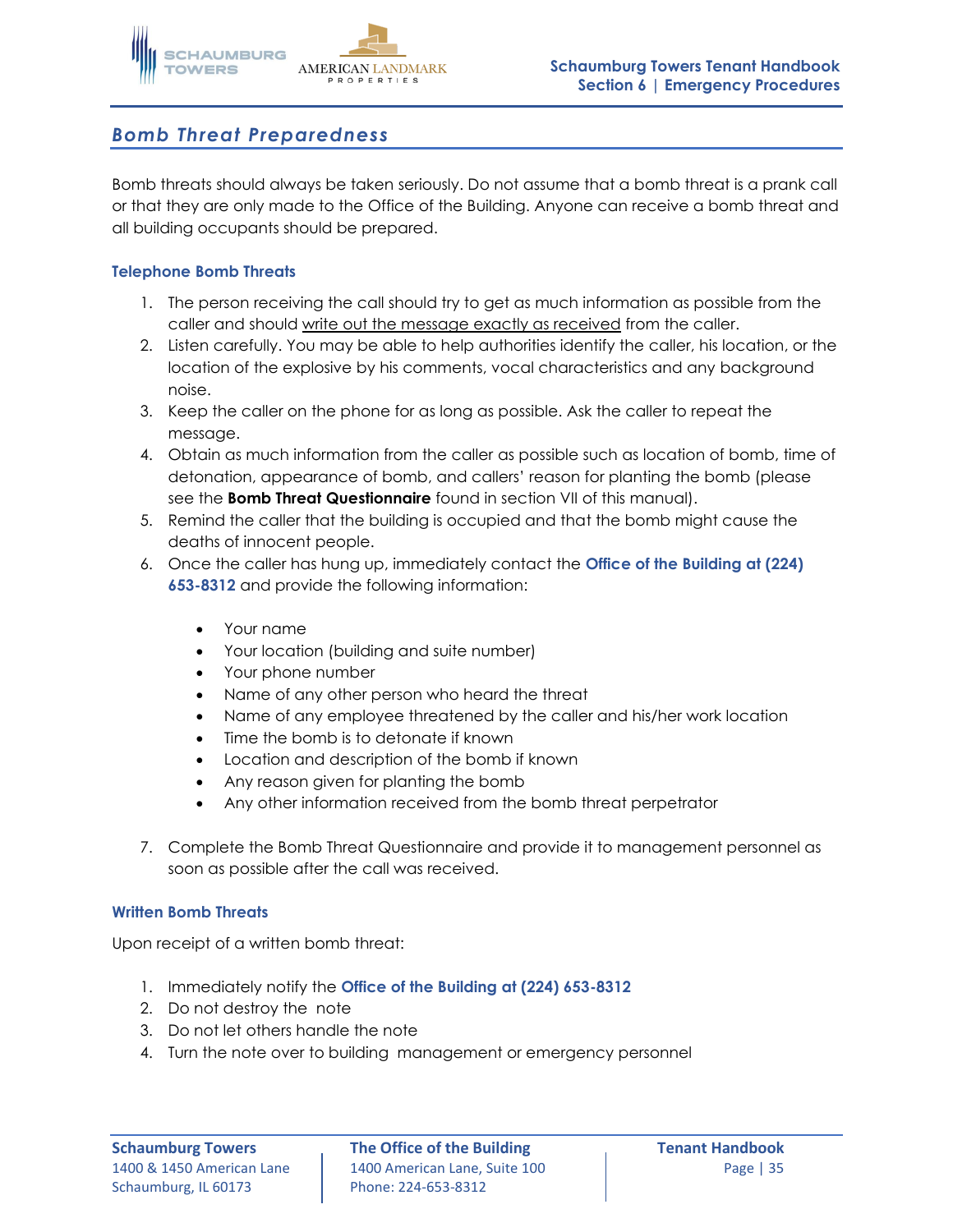## *Bomb Threat Preparedness*

Bomb threats should always be taken seriously. Do not assume that a bomb threat is a prank call or that they are only made to the Office of the Building. Anyone can receive a bomb threat and all building occupants should be prepared.

### Telephone Bomb Threats

1. The person receiving the call should try to get as much information as possible from the caller and should <u>write out the message exactly as received</u> from the caller.
2. Listen carefully. You may be able to help authorities identify the caller, his location, or the location of the explosive by his comments, vocal characteristics and any background noise.
3. Keep the caller on the phone for as long as possible. Ask the caller to repeat the message.
4. Obtain as much information from the caller as possible such as location of bomb, time of detonation, appearance of bomb, and callers' reason for planting the bomb (please see the **Bomb Threat Questionnaire** found in section VII of this manual).
5. Remind the caller that the building is occupied and that the bomb might cause the deaths of innocent people.
6. Once the caller has hung up, immediately contact the **Office of the Building at (224) 653-8312** and provide the following information:
   - Your name
   - Your location (building and suite number)
   - Your phone number
   - Name of any other person who heard the threat
   - Name of any employee threatened by the caller and his/her work location
   - Time the bomb is to detonate if known
   - Location and description of the bomb if known
   - Any reason given for planting the bomb
   - Any other information received from the bomb threat perpetrator
7. Complete the Bomb Threat Questionnaire and provide it to management personnel as soon as possible after the call was received.

### Written Bomb Threats

Upon receipt of a written bomb threat:

1. Immediately notify the **Office of the Building at (224) 653-8312**
2. Do not destroy the note
3. Do not let others handle the note
4. Turn the note over to building management or emergency personnel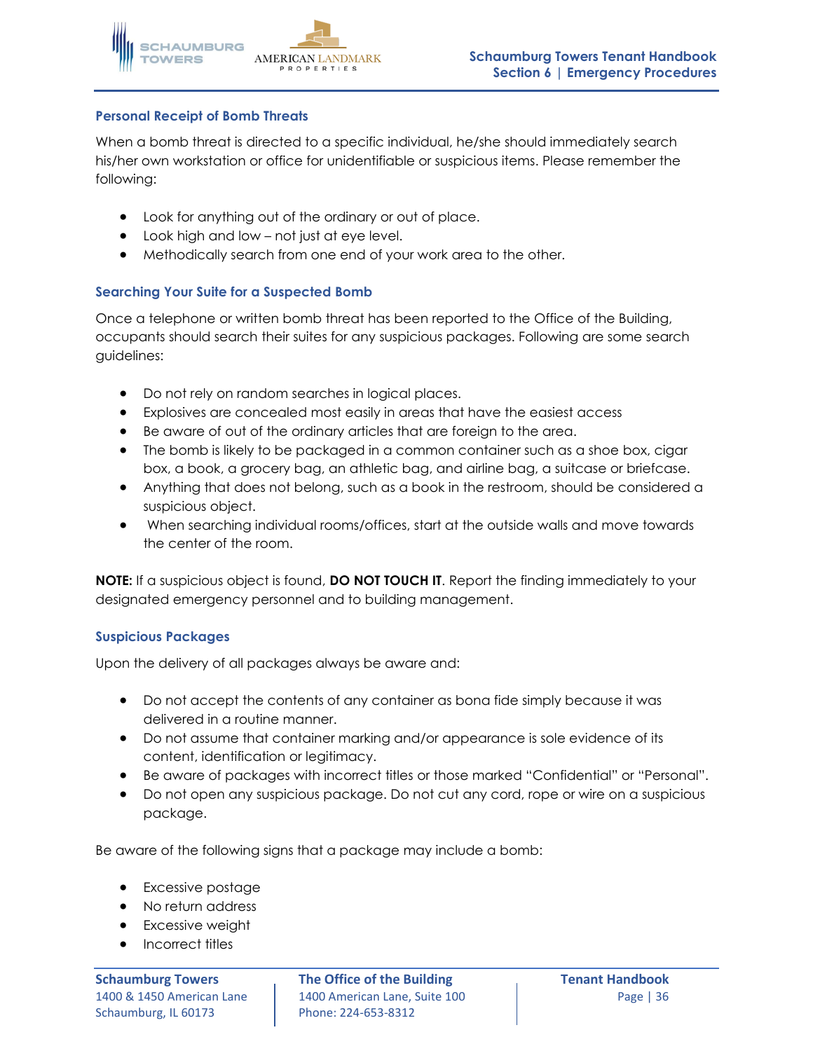### Personal Receipt of Bomb Threats

When a bomb threat is directed to a specific individual, he/she should immediately search his/her own workstation or office for unidentifiable or suspicious items. Please remember the following:

- Look for anything out of the ordinary or out of place.
- Look high and low – not just at eye level.
- Methodically search from one end of your work area to the other.

### Searching Your Suite for a Suspected Bomb

Once a telephone or written bomb threat has been reported to the Office of the Building, occupants should search their suites for any suspicious packages. Following are some search guidelines:

- Do not rely on random searches in logical places.
- Explosives are concealed most easily in areas that have the easiest access
- Be aware of out of the ordinary articles that are foreign to the area.
- The bomb is likely to be packaged in a common container such as a shoe box, cigar box, a book, a grocery bag, an athletic bag, and airline bag, a suitcase or briefcase.
- Anything that does not belong, such as a book in the restroom, should be considered a suspicious object.
- When searching individual rooms/offices, start at the outside walls and move towards the center of the room.

**NOTE:** If a suspicious object is found, **DO NOT TOUCH IT**. Report the finding immediately to your designated emergency personnel and to building management.

### Suspicious Packages

Upon the delivery of all packages always be aware and:

- Do not accept the contents of any container as bona fide simply because it was delivered in a routine manner.
- Do not assume that container marking and/or appearance is sole evidence of its content, identification or legitimacy.
- Be aware of packages with incorrect titles or those marked “Confidential” or “Personal”.
- Do not open any suspicious package. Do not cut any cord, rope or wire on a suspicious package.

Be aware of the following signs that a package may include a bomb:

- Excessive postage
- No return address
- Excessive weight
- Incorrect titles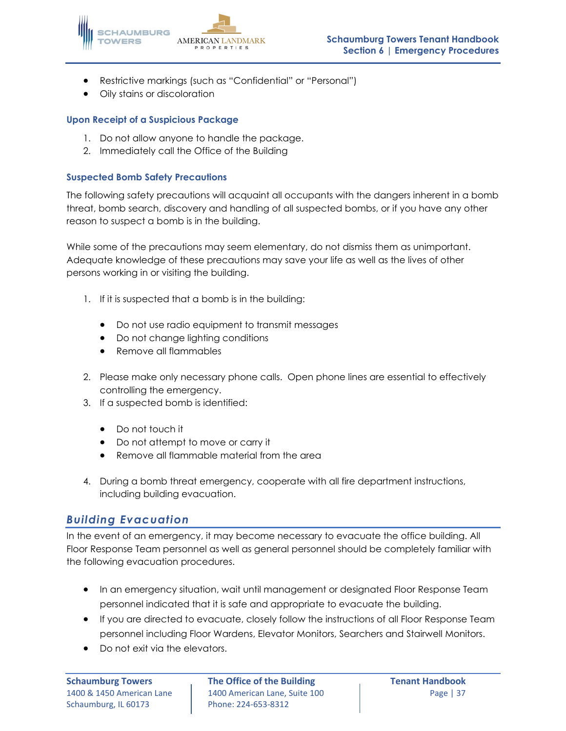- Restrictive markings (such as "Confidential" or "Personal")
- Oily stains or discoloration

### Upon Receipt of a Suspicious Package

1. Do not allow anyone to handle the package.
2. Immediately call the Office of the Building

### Suspected Bomb Safety Precautions

The following safety precautions will acquaint all occupants with the dangers inherent in a bomb threat, bomb search, discovery and handling of all suspected bombs, or if you have any other reason to suspect a bomb is in the building.

While some of the precautions may seem elementary, do not dismiss them as unimportant. Adequate knowledge of these precautions may save your life as well as the lives of other persons working in or visiting the building.

1. If it is suspected that a bomb is in the building:

   - Do not use radio equipment to transmit messages
   - Do not change lighting conditions
   - Remove all flammables

2. Please make only necessary phone calls. Open phone lines are essential to effectively controlling the emergency.
3. If a suspected bomb is identified:

   - Do not touch it
   - Do not attempt to move or carry it
   - Remove all flammable material from the area

4. During a bomb threat emergency, cooperate with all fire department instructions, including building evacuation.

## *Building Evacuation*

In the event of an emergency, it may become necessary to evacuate the office building. All Floor Response Team personnel as well as general personnel should be completely familiar with the following evacuation procedures.

- In an emergency situation, wait until management or designated Floor Response Team personnel indicated that it is safe and appropriate to evacuate the building.
- If you are directed to evacuate, closely follow the instructions of all Floor Response Team personnel including Floor Wardens, Elevator Monitors, Searchers and Stairwell Monitors.
- Do not exit via the elevators.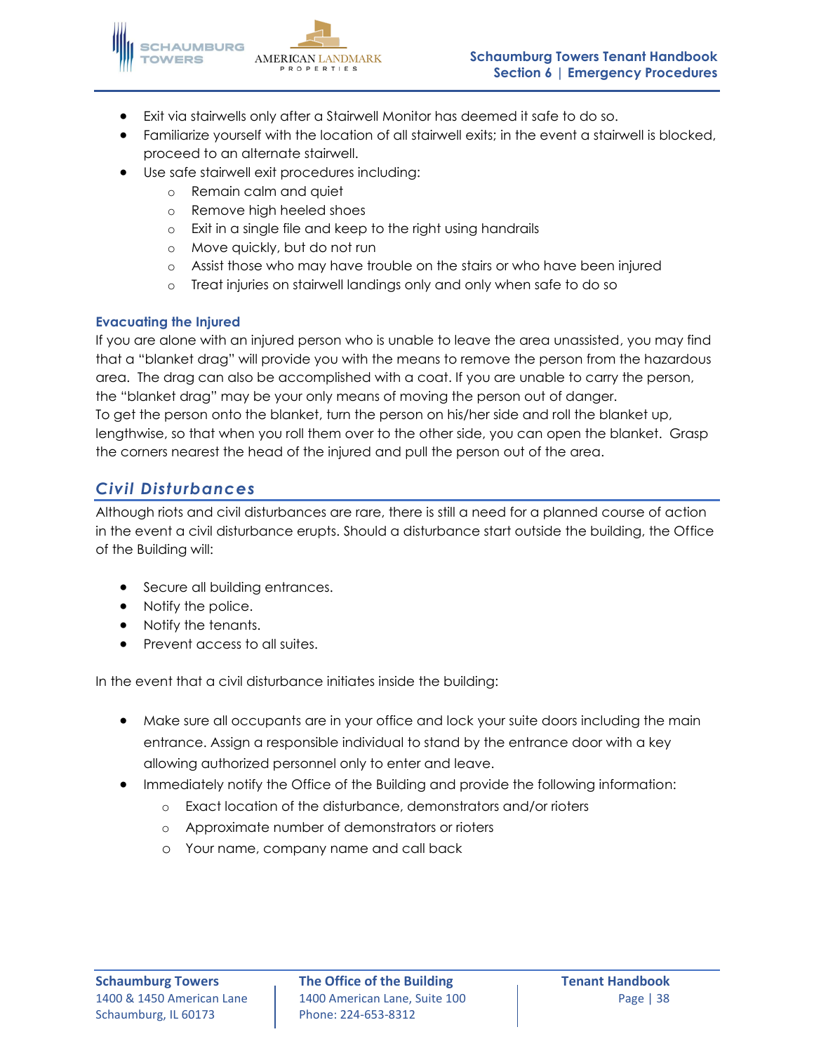- Exit via stairwells only after a Stairwell Monitor has deemed it safe to do so.
- Familiarize yourself with the location of all stairwell exits; in the event a stairwell is blocked, proceed to an alternate stairwell.
- Use safe stairwell exit procedures including:
  - Remain calm and quiet
  - Remove high heeled shoes
  - Exit in a single file and keep to the right using handrails
  - Move quickly, but do not run
  - Assist those who may have trouble on the stairs or who have been injured
  - Treat injuries on stairwell landings only and only when safe to do so

### Evacuating the Injured

If you are alone with an injured person who is unable to leave the area unassisted, you may find that a "blanket drag" will provide you with the means to remove the person from the hazardous area. The drag can also be accomplished with a coat. If you are unable to carry the person, the "blanket drag" may be your only means of moving the person out of danger.
To get the person onto the blanket, turn the person on his/her side and roll the blanket up, lengthwise, so that when you roll them over to the other side, you can open the blanket. Grasp the corners nearest the head of the injured and pull the person out of the area.

## *Civil Disturbances*

Although riots and civil disturbances are rare, there is still a need for a planned course of action in the event a civil disturbance erupts. Should a disturbance start outside the building, the Office of the Building will:

- Secure all building entrances.
- Notify the police.
- Notify the tenants.
- Prevent access to all suites.

In the event that a civil disturbance initiates inside the building:

- Make sure all occupants are in your office and lock your suite doors including the main entrance. Assign a responsible individual to stand by the entrance door with a key allowing authorized personnel only to enter and leave.
- Immediately notify the Office of the Building and provide the following information:
  - Exact location of the disturbance, demonstrators and/or rioters
  - Approximate number of demonstrators or rioters
  - Your name, company name and call back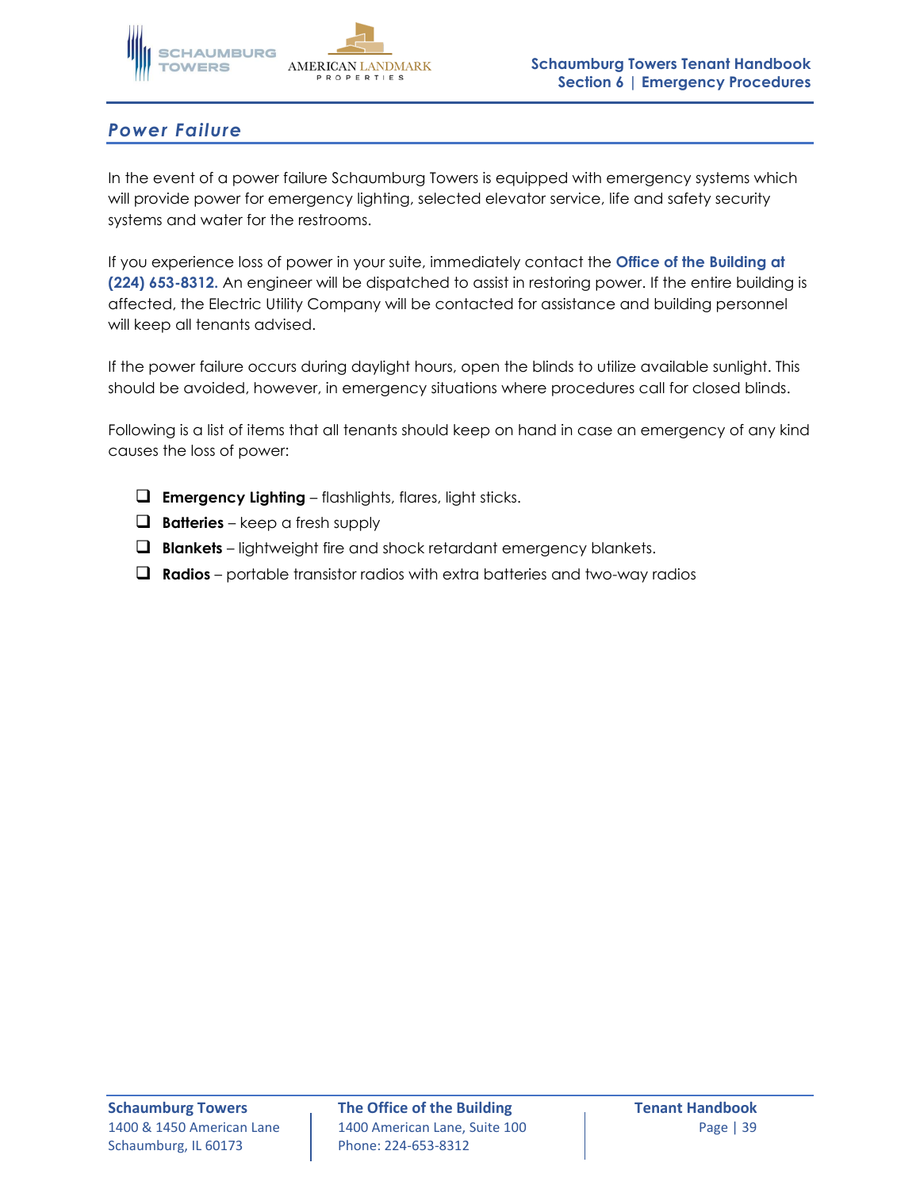## *Power Failure*

In the event of a power failure Schaumburg Towers is equipped with emergency systems which will provide power for emergency lighting, selected elevator service, life and safety security systems and water for the restrooms.

If you experience loss of power in your suite, immediately contact the **Office of the Building at (224) 653-8312.** An engineer will be dispatched to assist in restoring power. If the entire building is affected, the Electric Utility Company will be contacted for assistance and building personnel will keep all tenants advised.

If the power failure occurs during daylight hours, open the blinds to utilize available sunlight. This should be avoided, however, in emergency situations where procedures call for closed blinds.

Following is a list of items that all tenants should keep on hand in case an emergency of any kind causes the loss of power:

- ❑ **Emergency Lighting** – flashlights, flares, light sticks.
- ❑ **Batteries** – keep a fresh supply
- ❑ **Blankets** – lightweight fire and shock retardant emergency blankets.
- ❑ **Radios** – portable transistor radios with extra batteries and two-way radios